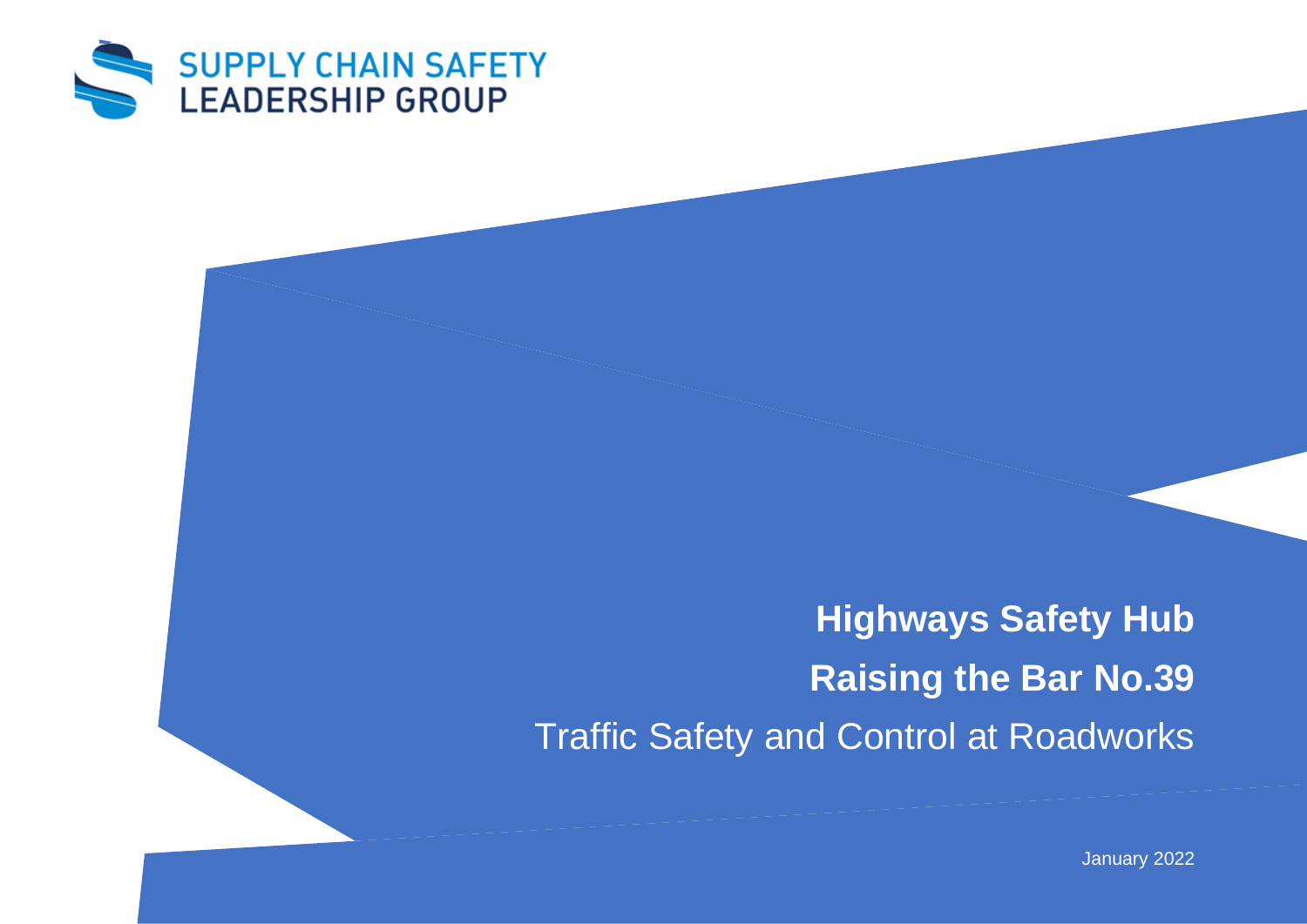SUPPLY CHAIN SAFETY LEADERSHIP GROUP

# Highways Safety Hub

## Raising the Bar No.39

Traffic Safety and Control at Roadworks

January 2022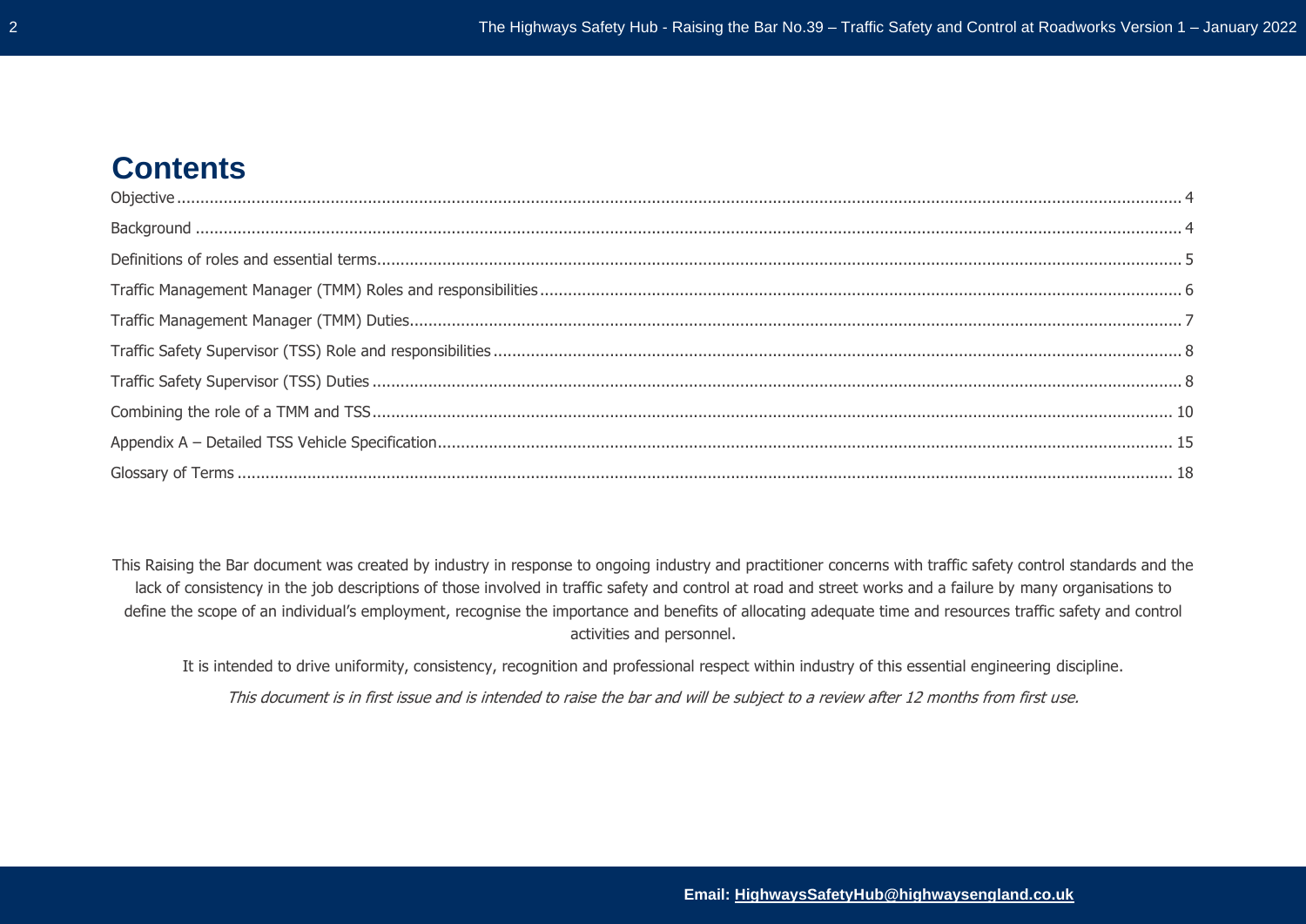# Contents

| | |
|---|---|
| Objective | 4 |
| Background | 4 |
| Definitions of roles and essential terms | 5 |
| Traffic Management Manager (TMM) Roles and responsibilities | 6 |
| Traffic Management Manager (TMM) Duties | 7 |
| Traffic Safety Supervisor (TSS) Role and responsibilities | 8 |
| Traffic Safety Supervisor (TSS) Duties | 8 |
| Combining the role of a TMM and TSS | 10 |
| Appendix A – Detailed TSS Vehicle Specification | 15 |
| Glossary of Terms | 18 |

This Raising the Bar document was created by industry in response to ongoing industry and practitioner concerns with traffic safety control standards and the lack of consistency in the job descriptions of those involved in traffic safety and control at road and street works and a failure by many organisations to define the scope of an individual's employment, recognise the importance and benefits of allocating adequate time and resources traffic safety and control activities and personnel.

It is intended to drive uniformity, consistency, recognition and professional respect within industry of this essential engineering discipline.

*This document is in first issue and is intended to raise the bar and will be subject to a review after 12 months from first use.*

**Email: HighwaysSafetyHub@highwaysengland.co.uk**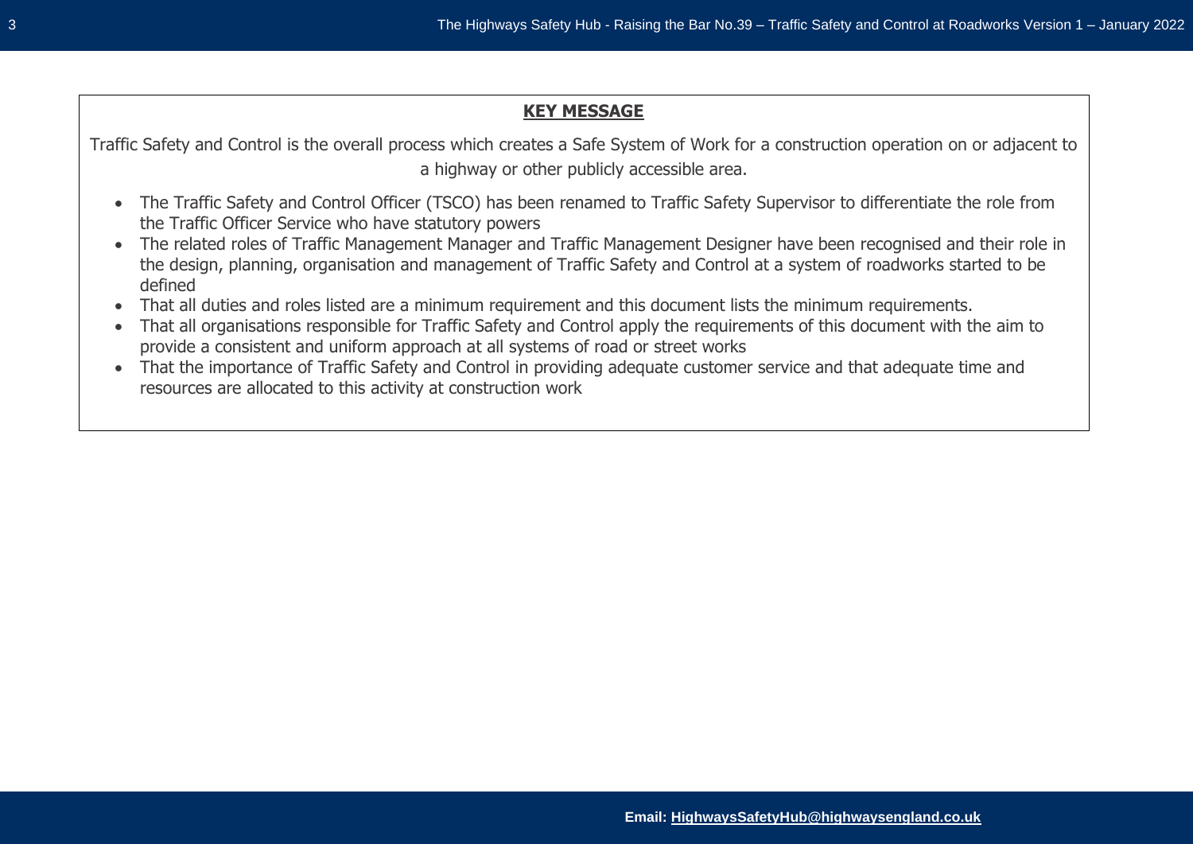## KEY MESSAGE

Traffic Safety and Control is the overall process which creates a Safe System of Work for a construction operation on or adjacent to a highway or other publicly accessible area.

- The Traffic Safety and Control Officer (TSCO) has been renamed to Traffic Safety Supervisor to differentiate the role from the Traffic Officer Service who have statutory powers
- The related roles of Traffic Management Manager and Traffic Management Designer have been recognised and their role in the design, planning, organisation and management of Traffic Safety and Control at a system of roadworks started to be defined
- That all duties and roles listed are a minimum requirement and this document lists the minimum requirements.
- That all organisations responsible for Traffic Safety and Control apply the requirements of this document with the aim to provide a consistent and uniform approach at all systems of road or street works
- That the importance of Traffic Safety and Control in providing adequate customer service and that adequate time and resources are allocated to this activity at construction work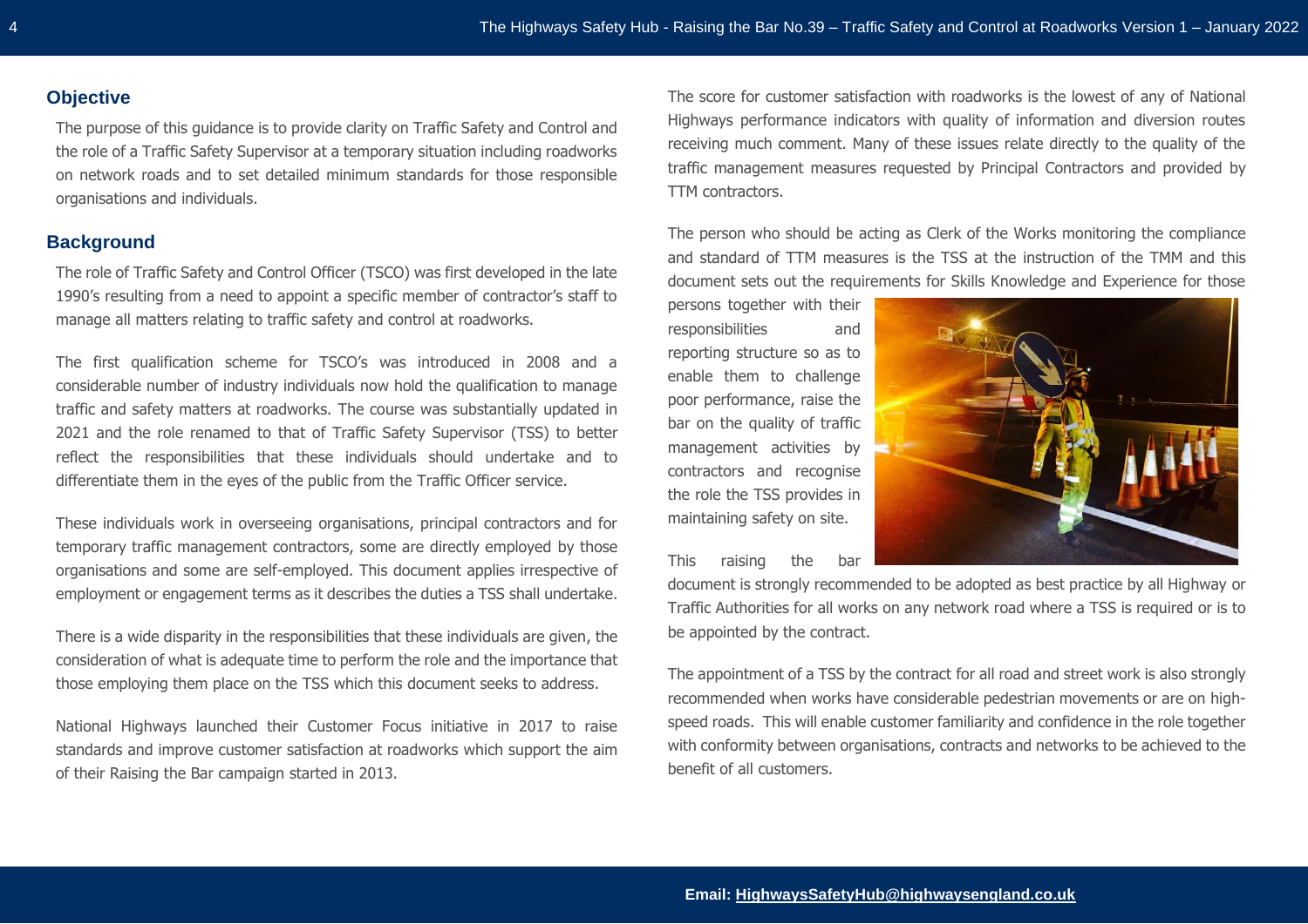## Objective

The purpose of this guidance is to provide clarity on Traffic Safety and Control and the role of a Traffic Safety Supervisor at a temporary situation including roadworks on network roads and to set detailed minimum standards for those responsible organisations and individuals.

## Background

The role of Traffic Safety and Control Officer (TSCO) was first developed in the late 1990's resulting from a need to appoint a specific member of contractor's staff to manage all matters relating to traffic safety and control at roadworks.

The first qualification scheme for TSCO's was introduced in 2008 and a considerable number of industry individuals now hold the qualification to manage traffic and safety matters at roadworks. The course was substantially updated in 2021 and the role renamed to that of Traffic Safety Supervisor (TSS) to better reflect the responsibilities that these individuals should undertake and to differentiate them in the eyes of the public from the Traffic Officer service.

These individuals work in overseeing organisations, principal contractors and for temporary traffic management contractors, some are directly employed by those organisations and some are self-employed. This document applies irrespective of employment or engagement terms as it describes the duties a TSS shall undertake.

There is a wide disparity in the responsibilities that these individuals are given, the consideration of what is adequate time to perform the role and the importance that those employing them place on the TSS which this document seeks to address.

National Highways launched their Customer Focus initiative in 2017 to raise standards and improve customer satisfaction at roadworks which support the aim of their Raising the Bar campaign started in 2013.

The score for customer satisfaction with roadworks is the lowest of any of National Highways performance indicators with quality of information and diversion routes receiving much comment. Many of these issues relate directly to the quality of the traffic management measures requested by Principal Contractors and provided by TTM contractors.

The person who should be acting as Clerk of the Works monitoring the compliance and standard of TTM measures is the TSS at the instruction of the TMM and this document sets out the requirements for Skills Knowledge and Experience for those persons together with their responsibilities and reporting structure so as to enable them to challenge poor performance, raise the bar on the quality of traffic management activities by contractors and recognise the role the TSS provides in maintaining safety on site.

This raising the bar document is strongly recommended to be adopted as best practice by all Highway or Traffic Authorities for all works on any network road where a TSS is required or is to be appointed by the contract.

The appointment of a TSS by the contract for all road and street work is also strongly recommended when works have considerable pedestrian movements or are on high-speed roads. This will enable customer familiarity and confidence in the role together with conformity between organisations, contracts and networks to be achieved to the benefit of all customers.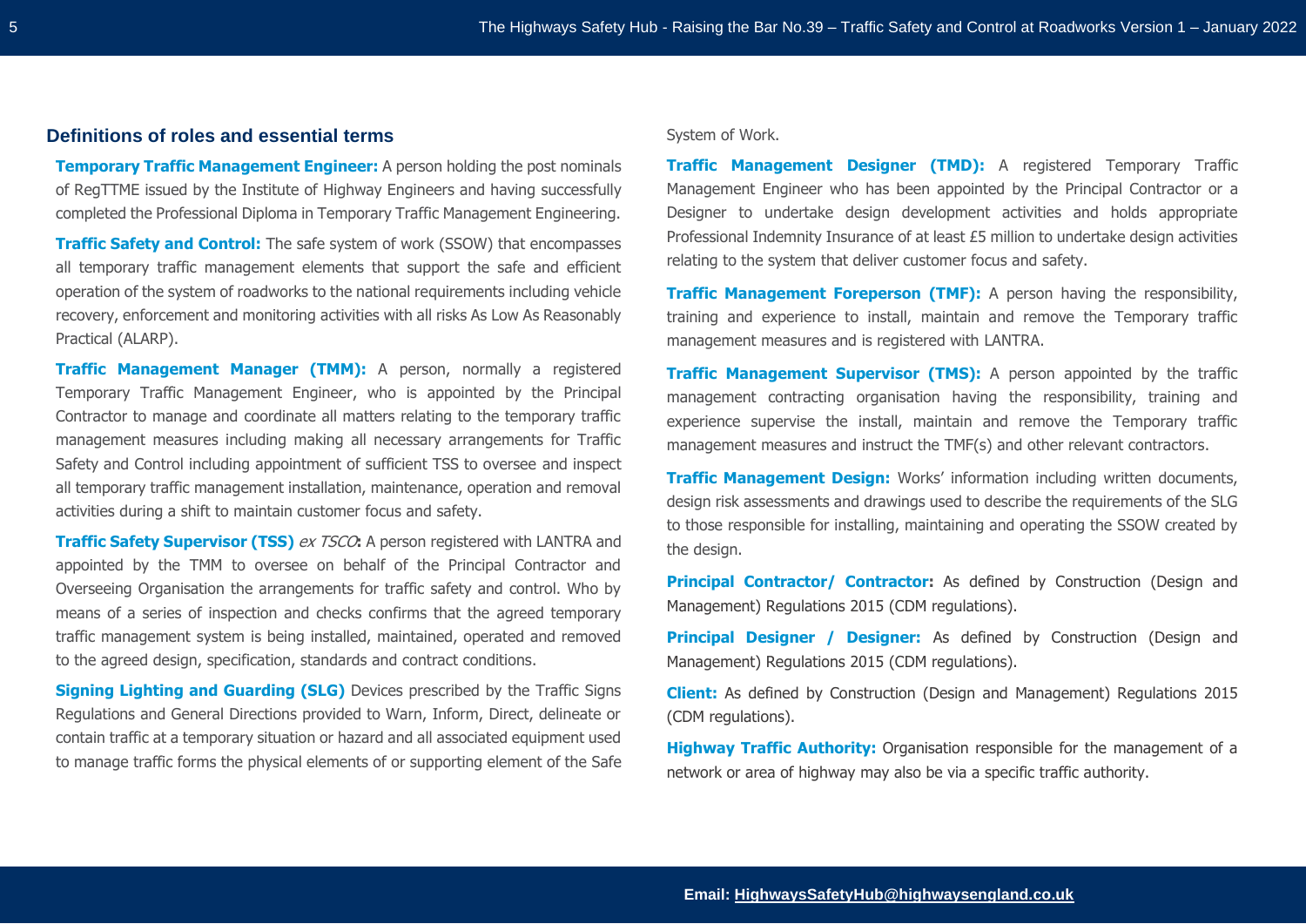## Definitions of roles and essential terms

**Temporary Traffic Management Engineer:** A person holding the post nominals of RegTTME issued by the Institute of Highway Engineers and having successfully completed the Professional Diploma in Temporary Traffic Management Engineering.

**Traffic Safety and Control:** The safe system of work (SSOW) that encompasses all temporary traffic management elements that support the safe and efficient operation of the system of roadworks to the national requirements including vehicle recovery, enforcement and monitoring activities with all risks As Low As Reasonably Practical (ALARP).

**Traffic Management Manager (TMM):** A person, normally a registered Temporary Traffic Management Engineer, who is appointed by the Principal Contractor to manage and coordinate all matters relating to the temporary traffic management measures including making all necessary arrangements for Traffic Safety and Control including appointment of sufficient TSS to oversee and inspect all temporary traffic management installation, maintenance, operation and removal activities during a shift to maintain customer focus and safety.

**Traffic Safety Supervisor (TSS)** *ex TSCO***:** A person registered with LANTRA and appointed by the TMM to oversee on behalf of the Principal Contractor and Overseeing Organisation the arrangements for traffic safety and control. Who by means of a series of inspection and checks confirms that the agreed temporary traffic management system is being installed, maintained, operated and removed to the agreed design, specification, standards and contract conditions.

**Signing Lighting and Guarding (SLG)** Devices prescribed by the Traffic Signs Regulations and General Directions provided to Warn, Inform, Direct, delineate or contain traffic at a temporary situation or hazard and all associated equipment used to manage traffic forms the physical elements of or supporting element of the Safe System of Work.

**Traffic Management Designer (TMD):** A registered Temporary Traffic Management Engineer who has been appointed by the Principal Contractor or a Designer to undertake design development activities and holds appropriate Professional Indemnity Insurance of at least £5 million to undertake design activities relating to the system that deliver customer focus and safety.

**Traffic Management Foreperson (TMF):** A person having the responsibility, training and experience to install, maintain and remove the Temporary traffic management measures and is registered with LANTRA.

**Traffic Management Supervisor (TMS):** A person appointed by the traffic management contracting organisation having the responsibility, training and experience supervise the install, maintain and remove the Temporary traffic management measures and instruct the TMF(s) and other relevant contractors.

**Traffic Management Design:** Works' information including written documents, design risk assessments and drawings used to describe the requirements of the SLG to those responsible for installing, maintaining and operating the SSOW created by the design.

**Principal Contractor/ Contractor:** As defined by Construction (Design and Management) Regulations 2015 (CDM regulations).

**Principal Designer / Designer:** As defined by Construction (Design and Management) Regulations 2015 (CDM regulations).

**Client:** As defined by Construction (Design and Management) Regulations 2015 (CDM regulations).

**Highway Traffic Authority:** Organisation responsible for the management of a network or area of highway may also be via a specific traffic authority.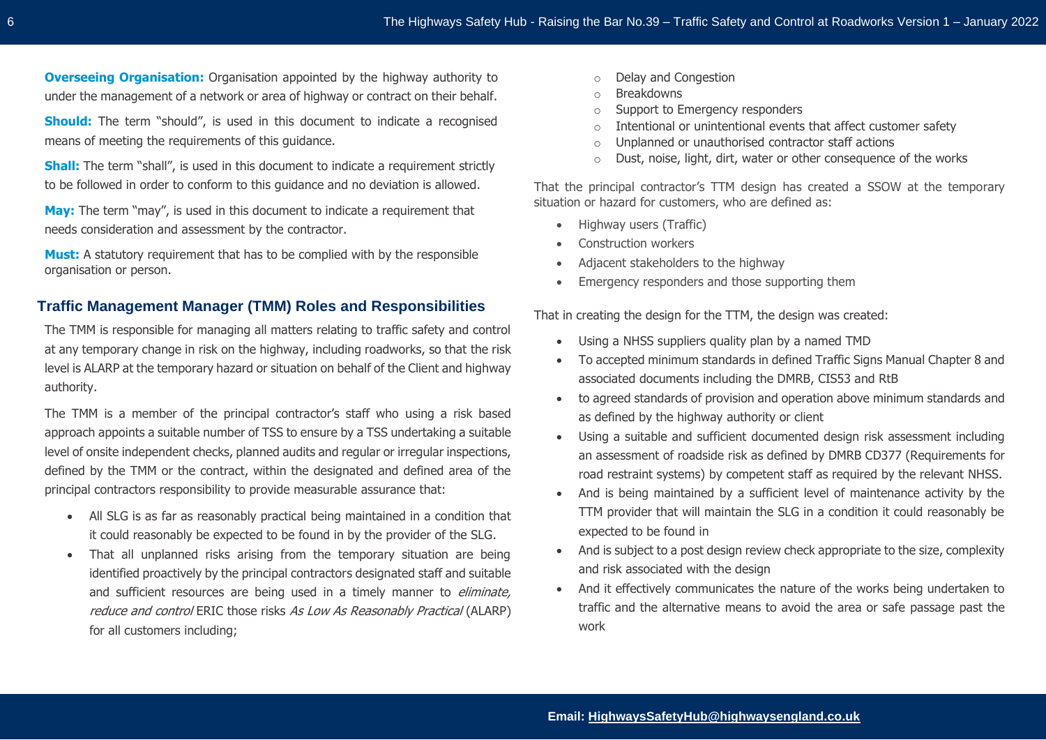**Overseeing Organisation:** Organisation appointed by the highway authority to under the management of a network or area of highway or contract on their behalf.

**Should:** The term "should", is used in this document to indicate a recognised means of meeting the requirements of this guidance.

**Shall:** The term "shall", is used in this document to indicate a requirement strictly to be followed in order to conform to this guidance and no deviation is allowed.

**May:** The term "may", is used in this document to indicate a requirement that needs consideration and assessment by the contractor.

**Must:** A statutory requirement that has to be complied with by the responsible organisation or person.

## Traffic Management Manager (TMM) Roles and Responsibilities

The TMM is responsible for managing all matters relating to traffic safety and control at any temporary change in risk on the highway, including roadworks, so that the risk level is ALARP at the temporary hazard or situation on behalf of the Client and highway authority.

The TMM is a member of the principal contractor's staff who using a risk based approach appoints a suitable number of TSS to ensure by a TSS undertaking a suitable level of onsite independent checks, planned audits and regular or irregular inspections, defined by the TMM or the contract, within the designated and defined area of the principal contractors responsibility to provide measurable assurance that:

- All SLG is as far as reasonably practical being maintained in a condition that it could reasonably be expected to be found in by the provider of the SLG.
- That all unplanned risks arising from the temporary situation are being identified proactively by the principal contractors designated staff and suitable and sufficient resources are being used in a timely manner to *eliminate, reduce and control* ERIC those risks *As Low As Reasonably Practical* (ALARP) for all customers including;
  - Delay and Congestion
  - Breakdowns
  - Support to Emergency responders
  - Intentional or unintentional events that affect customer safety
  - Unplanned or unauthorised contractor staff actions
  - Dust, noise, light, dirt, water or other consequence of the works

That the principal contractor's TTM design has created a SSOW at the temporary situation or hazard for customers, who are defined as:

- Highway users (Traffic)
- Construction workers
- Adjacent stakeholders to the highway
- Emergency responders and those supporting them

That in creating the design for the TTM, the design was created:

- Using a NHSS suppliers quality plan by a named TMD
- To accepted minimum standards in defined Traffic Signs Manual Chapter 8 and associated documents including the DMRB, CIS53 and RtB
- to agreed standards of provision and operation above minimum standards and as defined by the highway authority or client
- Using a suitable and sufficient documented design risk assessment including an assessment of roadside risk as defined by DMRB CD377 (Requirements for road restraint systems) by competent staff as required by the relevant NHSS.
- And is being maintained by a sufficient level of maintenance activity by the TTM provider that will maintain the SLG in a condition it could reasonably be expected to be found in
- And is subject to a post design review check appropriate to the size, complexity and risk associated with the design
- And it effectively communicates the nature of the works being undertaken to traffic and the alternative means to avoid the area or safe passage past the work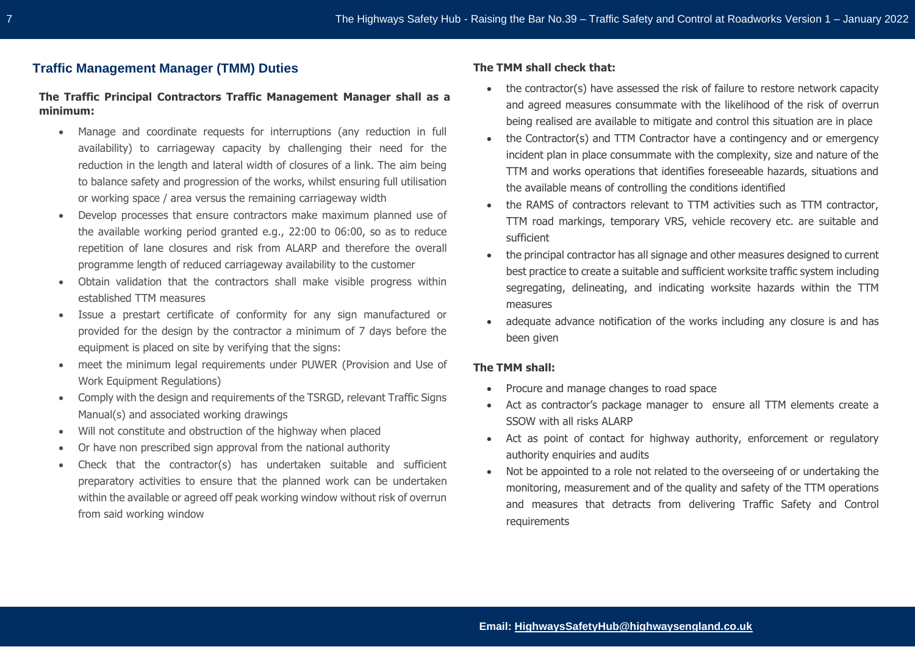## Traffic Management Manager (TMM) Duties

**The Traffic Principal Contractors Traffic Management Manager shall as a minimum:**

- Manage and coordinate requests for interruptions (any reduction in full availability) to carriageway capacity by challenging their need for the reduction in the length and lateral width of closures of a link. The aim being to balance safety and progression of the works, whilst ensuring full utilisation or working space / area versus the remaining carriageway width
- Develop processes that ensure contractors make maximum planned use of the available working period granted e.g., 22:00 to 06:00, so as to reduce repetition of lane closures and risk from ALARP and therefore the overall programme length of reduced carriageway availability to the customer
- Obtain validation that the contractors shall make visible progress within established TTM measures
- Issue a prestart certificate of conformity for any sign manufactured or provided for the design by the contractor a minimum of 7 days before the equipment is placed on site by verifying that the signs:
- meet the minimum legal requirements under PUWER (Provision and Use of Work Equipment Regulations)
- Comply with the design and requirements of the TSRGD, relevant Traffic Signs Manual(s) and associated working drawings
- Will not constitute and obstruction of the highway when placed
- Or have non prescribed sign approval from the national authority
- Check that the contractor(s) has undertaken suitable and sufficient preparatory activities to ensure that the planned work can be undertaken within the available or agreed off peak working window without risk of overrun from said working window

**The TMM shall check that:**

- the contractor(s) have assessed the risk of failure to restore network capacity and agreed measures consummate with the likelihood of the risk of overrun being realised are available to mitigate and control this situation are in place
- the Contractor(s) and TTM Contractor have a contingency and or emergency incident plan in place consummate with the complexity, size and nature of the TTM and works operations that identifies foreseeable hazards, situations and the available means of controlling the conditions identified
- the RAMS of contractors relevant to TTM activities such as TTM contractor, TTM road markings, temporary VRS, vehicle recovery etc. are suitable and sufficient
- the principal contractor has all signage and other measures designed to current best practice to create a suitable and sufficient worksite traffic system including segregating, delineating, and indicating worksite hazards within the TTM measures
- adequate advance notification of the works including any closure is and has been given

**The TMM shall:**

- Procure and manage changes to road space
- Act as contractor's package manager to ensure all TTM elements create a SSOW with all risks ALARP
- Act as point of contact for highway authority, enforcement or regulatory authority enquiries and audits
- Not be appointed to a role not related to the overseeing of or undertaking the monitoring, measurement and of the quality and safety of the TTM operations and measures that detracts from delivering Traffic Safety and Control requirements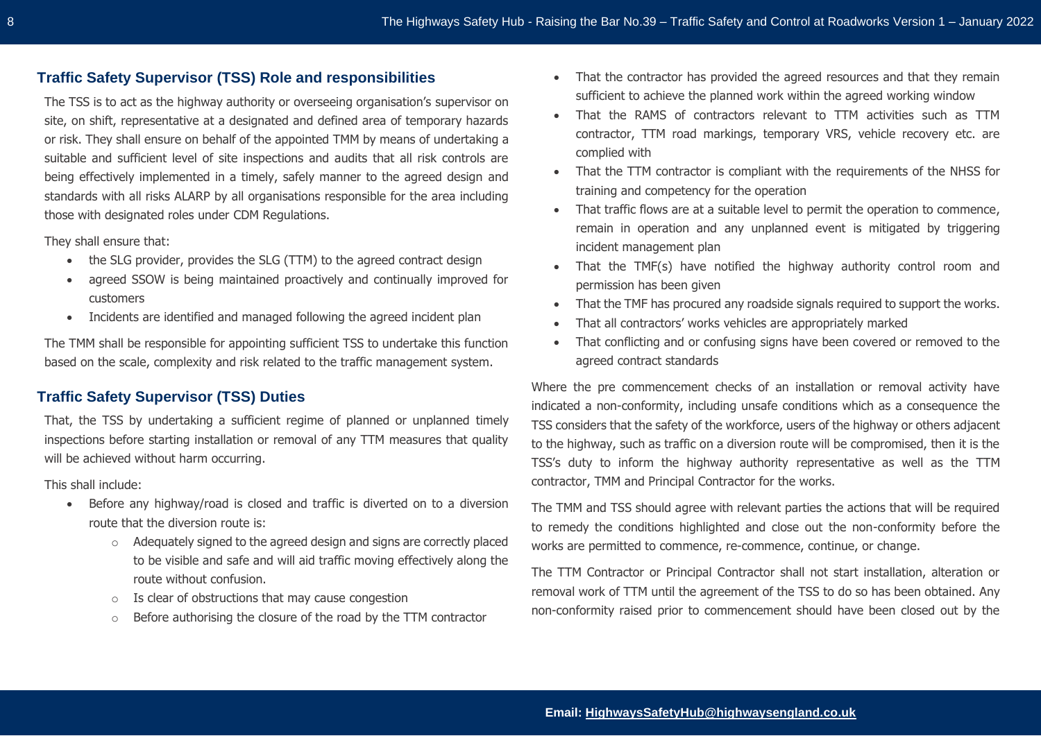## Traffic Safety Supervisor (TSS) Role and responsibilities

The TSS is to act as the highway authority or overseeing organisation's supervisor on site, on shift, representative at a designated and defined area of temporary hazards or risk. They shall ensure on behalf of the appointed TMM by means of undertaking a suitable and sufficient level of site inspections and audits that all risk controls are being effectively implemented in a timely, safely manner to the agreed design and standards with all risks ALARP by all organisations responsible for the area including those with designated roles under CDM Regulations.

They shall ensure that:

- the SLG provider, provides the SLG (TTM) to the agreed contract design
- agreed SSOW is being maintained proactively and continually improved for customers
- Incidents are identified and managed following the agreed incident plan

The TMM shall be responsible for appointing sufficient TSS to undertake this function based on the scale, complexity and risk related to the traffic management system.

## Traffic Safety Supervisor (TSS) Duties

That, the TSS by undertaking a sufficient regime of planned or unplanned timely inspections before starting installation or removal of any TTM measures that quality will be achieved without harm occurring.

This shall include:

- Before any highway/road is closed and traffic is diverted on to a diversion route that the diversion route is:
    - Adequately signed to the agreed design and signs are correctly placed to be visible and safe and will aid traffic moving effectively along the route without confusion.
    - Is clear of obstructions that may cause congestion
    - Before authorising the closure of the road by the TTM contractor
- That the contractor has provided the agreed resources and that they remain sufficient to achieve the planned work within the agreed working window
- That the RAMS of contractors relevant to TTM activities such as TTM contractor, TTM road markings, temporary VRS, vehicle recovery etc. are complied with
- That the TTM contractor is compliant with the requirements of the NHSS for training and competency for the operation
- That traffic flows are at a suitable level to permit the operation to commence, remain in operation and any unplanned event is mitigated by triggering incident management plan
- That the TMF(s) have notified the highway authority control room and permission has been given
- That the TMF has procured any roadside signals required to support the works.
- That all contractors' works vehicles are appropriately marked
- That conflicting and or confusing signs have been covered or removed to the agreed contract standards

Where the pre commencement checks of an installation or removal activity have indicated a non-conformity, including unsafe conditions which as a consequence the TSS considers that the safety of the workforce, users of the highway or others adjacent to the highway, such as traffic on a diversion route will be compromised, then it is the TSS's duty to inform the highway authority representative as well as the TTM contractor, TMM and Principal Contractor for the works.

The TMM and TSS should agree with relevant parties the actions that will be required to remedy the conditions highlighted and close out the non-conformity before the works are permitted to commence, re-commence, continue, or change.

The TTM Contractor or Principal Contractor shall not start installation, alteration or removal work of TTM until the agreement of the TSS to do so has been obtained. Any non-conformity raised prior to commencement should have been closed out by the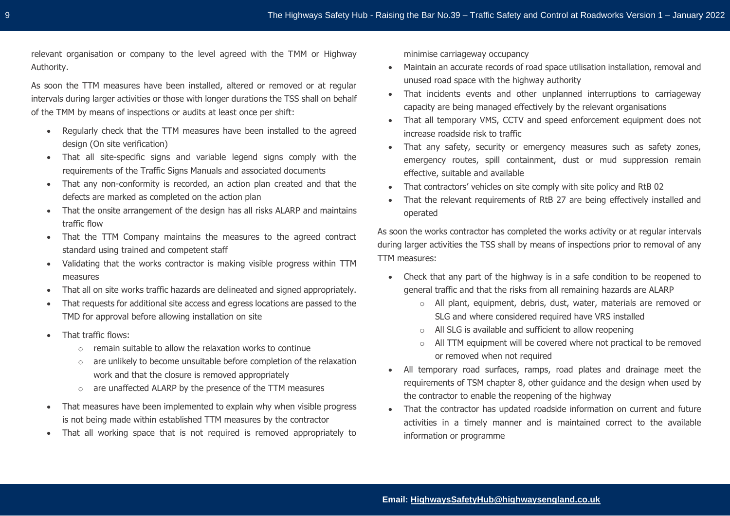relevant organisation or company to the level agreed with the TMM or Highway Authority.

As soon the TTM measures have been installed, altered or removed or at regular intervals during larger activities or those with longer durations the TSS shall on behalf of the TMM by means of inspections or audits at least once per shift:

- Regularly check that the TTM measures have been installed to the agreed design (On site verification)
- That all site-specific signs and variable legend signs comply with the requirements of the Traffic Signs Manuals and associated documents
- That any non-conformity is recorded, an action plan created and that the defects are marked as completed on the action plan
- That the onsite arrangement of the design has all risks ALARP and maintains traffic flow
- That the TTM Company maintains the measures to the agreed contract standard using trained and competent staff
- Validating that the works contractor is making visible progress within TTM measures
- That all on site works traffic hazards are delineated and signed appropriately.
- That requests for additional site access and egress locations are passed to the TMD for approval before allowing installation on site
- That traffic flows:
    - remain suitable to allow the relaxation works to continue
    - are unlikely to become unsuitable before completion of the relaxation work and that the closure is removed appropriately
    - are unaffected ALARP by the presence of the TTM measures
- That measures have been implemented to explain why when visible progress is not being made within established TTM measures by the contractor
- That all working space that is not required is removed appropriately to minimise carriageway occupancy
- Maintain an accurate records of road space utilisation installation, removal and unused road space with the highway authority
- That incidents events and other unplanned interruptions to carriageway capacity are being managed effectively by the relevant organisations
- That all temporary VMS, CCTV and speed enforcement equipment does not increase roadside risk to traffic
- That any safety, security or emergency measures such as safety zones, emergency routes, spill containment, dust or mud suppression remain effective, suitable and available
- That contractors' vehicles on site comply with site policy and RtB 02
- That the relevant requirements of RtB 27 are being effectively installed and operated

As soon the works contractor has completed the works activity or at regular intervals during larger activities the TSS shall by means of inspections prior to removal of any TTM measures:

- Check that any part of the highway is in a safe condition to be reopened to general traffic and that the risks from all remaining hazards are ALARP
    - All plant, equipment, debris, dust, water, materials are removed or SLG and where considered required have VRS installed
    - All SLG is available and sufficient to allow reopening
    - All TTM equipment will be covered where not practical to be removed or removed when not required
- All temporary road surfaces, ramps, road plates and drainage meet the requirements of TSM chapter 8, other guidance and the design when used by the contractor to enable the reopening of the highway
- That the contractor has updated roadside information on current and future activities in a timely manner and is maintained correct to the available information or programme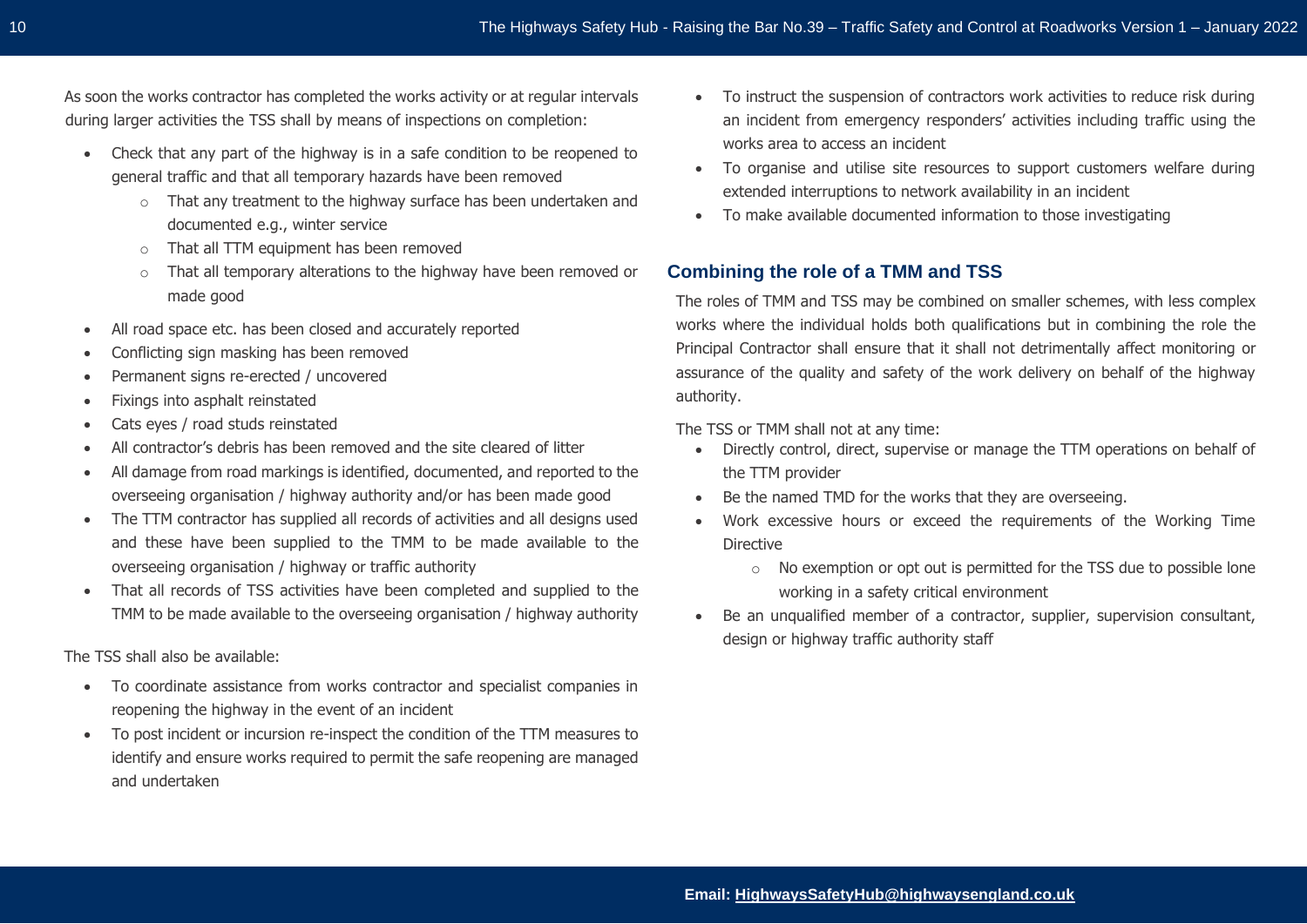As soon the works contractor has completed the works activity or at regular intervals during larger activities the TSS shall by means of inspections on completion:

- Check that any part of the highway is in a safe condition to be reopened to general traffic and that all temporary hazards have been removed
    - That any treatment to the highway surface has been undertaken and documented e.g., winter service
    - That all TTM equipment has been removed
    - That all temporary alterations to the highway have been removed or made good
- All road space etc. has been closed and accurately reported
- Conflicting sign masking has been removed
- Permanent signs re-erected / uncovered
- Fixings into asphalt reinstated
- Cats eyes / road studs reinstated
- All contractor's debris has been removed and the site cleared of litter
- All damage from road markings is identified, documented, and reported to the overseeing organisation / highway authority and/or has been made good
- The TTM contractor has supplied all records of activities and all designs used and these have been supplied to the TMM to be made available to the overseeing organisation / highway or traffic authority
- That all records of TSS activities have been completed and supplied to the TMM to be made available to the overseeing organisation / highway authority

The TSS shall also be available:

- To coordinate assistance from works contractor and specialist companies in reopening the highway in the event of an incident
- To post incident or incursion re-inspect the condition of the TTM measures to identify and ensure works required to permit the safe reopening are managed and undertaken
- To instruct the suspension of contractors work activities to reduce risk during an incident from emergency responders' activities including traffic using the works area to access an incident
- To organise and utilise site resources to support customers welfare during extended interruptions to network availability in an incident
- To make available documented information to those investigating

## Combining the role of a TMM and TSS

The roles of TMM and TSS may be combined on smaller schemes, with less complex works where the individual holds both qualifications but in combining the role the Principal Contractor shall ensure that it shall not detrimentally affect monitoring or assurance of the quality and safety of the work delivery on behalf of the highway authority.

The TSS or TMM shall not at any time:

- Directly control, direct, supervise or manage the TTM operations on behalf of the TTM provider
- Be the named TMD for the works that they are overseeing.
- Work excessive hours or exceed the requirements of the Working Time Directive
    - No exemption or opt out is permitted for the TSS due to possible lone working in a safety critical environment
- Be an unqualified member of a contractor, supplier, supervision consultant, design or highway traffic authority staff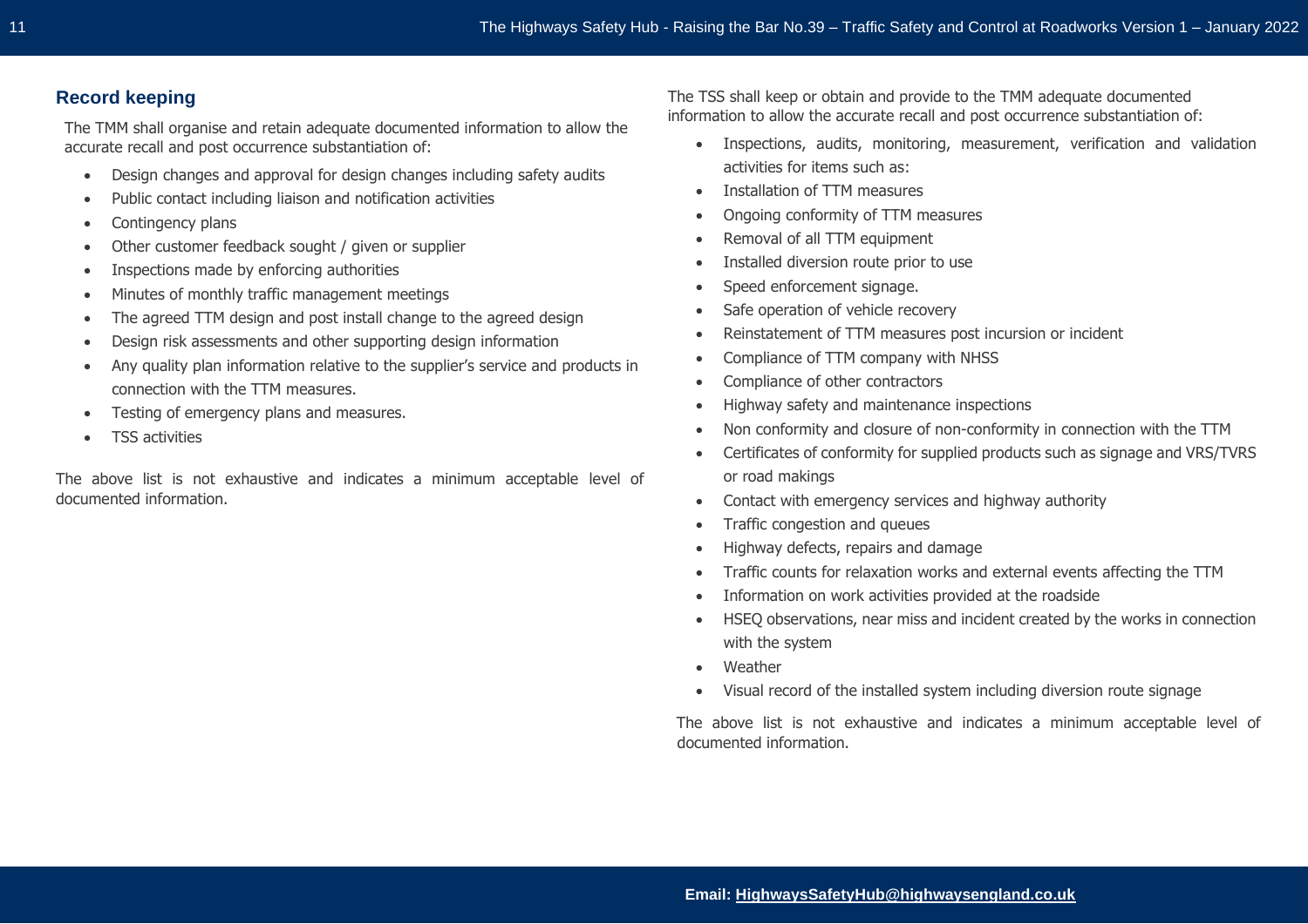## Record keeping

The TMM shall organise and retain adequate documented information to allow the accurate recall and post occurrence substantiation of:

- Design changes and approval for design changes including safety audits
- Public contact including liaison and notification activities
- Contingency plans
- Other customer feedback sought / given or supplier
- Inspections made by enforcing authorities
- Minutes of monthly traffic management meetings
- The agreed TTM design and post install change to the agreed design
- Design risk assessments and other supporting design information
- Any quality plan information relative to the supplier's service and products in connection with the TTM measures.
- Testing of emergency plans and measures.
- TSS activities

The above list is not exhaustive and indicates a minimum acceptable level of documented information.

The TSS shall keep or obtain and provide to the TMM adequate documented information to allow the accurate recall and post occurrence substantiation of:

- Inspections, audits, monitoring, measurement, verification and validation activities for items such as:
- Installation of TTM measures
- Ongoing conformity of TTM measures
- Removal of all TTM equipment
- Installed diversion route prior to use
- Speed enforcement signage.
- Safe operation of vehicle recovery
- Reinstatement of TTM measures post incursion or incident
- Compliance of TTM company with NHSS
- Compliance of other contractors
- Highway safety and maintenance inspections
- Non conformity and closure of non-conformity in connection with the TTM
- Certificates of conformity for supplied products such as signage and VRS/TVRS or road makings
- Contact with emergency services and highway authority
- Traffic congestion and queues
- Highway defects, repairs and damage
- Traffic counts for relaxation works and external events affecting the TTM
- Information on work activities provided at the roadside
- HSEQ observations, near miss and incident created by the works in connection with the system
- Weather
- Visual record of the installed system including diversion route signage

The above list is not exhaustive and indicates a minimum acceptable level of documented information.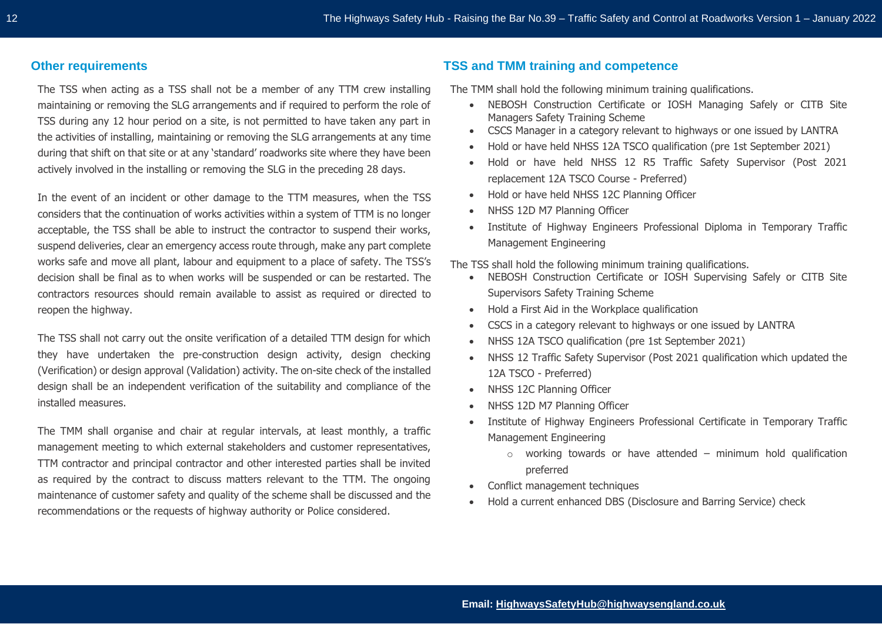## Other requirements

The TSS when acting as a TSS shall not be a member of any TTM crew installing maintaining or removing the SLG arrangements and if required to perform the role of TSS during any 12 hour period on a site, is not permitted to have taken any part in the activities of installing, maintaining or removing the SLG arrangements at any time during that shift on that site or at any 'standard' roadworks site where they have been actively involved in the installing or removing the SLG in the preceding 28 days.

In the event of an incident or other damage to the TTM measures, when the TSS considers that the continuation of works activities within a system of TTM is no longer acceptable, the TSS shall be able to instruct the contractor to suspend their works, suspend deliveries, clear an emergency access route through, make any part complete works safe and move all plant, labour and equipment to a place of safety. The TSS's decision shall be final as to when works will be suspended or can be restarted. The contractors resources should remain available to assist as required or directed to reopen the highway.

The TSS shall not carry out the onsite verification of a detailed TTM design for which they have undertaken the pre-construction design activity, design checking (Verification) or design approval (Validation) activity. The on-site check of the installed design shall be an independent verification of the suitability and compliance of the installed measures.

The TMM shall organise and chair at regular intervals, at least monthly, a traffic management meeting to which external stakeholders and customer representatives, TTM contractor and principal contractor and other interested parties shall be invited as required by the contract to discuss matters relevant to the TTM. The ongoing maintenance of customer safety and quality of the scheme shall be discussed and the recommendations or the requests of highway authority or Police considered.

## TSS and TMM training and competence

The TMM shall hold the following minimum training qualifications.

- NEBOSH Construction Certificate or IOSH Managing Safely or CITB Site Managers Safety Training Scheme
- CSCS Manager in a category relevant to highways or one issued by LANTRA
- Hold or have held NHSS 12A TSCO qualification (pre 1st September 2021)
- Hold or have held NHSS 12 R5 Traffic Safety Supervisor (Post 2021 replacement 12A TSCO Course - Preferred)
- Hold or have held NHSS 12C Planning Officer
- NHSS 12D M7 Planning Officer
- Institute of Highway Engineers Professional Diploma in Temporary Traffic Management Engineering

The TSS shall hold the following minimum training qualifications.

- NEBOSH Construction Certificate or IOSH Supervising Safely or CITB Site Supervisors Safety Training Scheme
- Hold a First Aid in the Workplace qualification
- CSCS in a category relevant to highways or one issued by LANTRA
- NHSS 12A TSCO qualification (pre 1st September 2021)
- NHSS 12 Traffic Safety Supervisor (Post 2021 qualification which updated the 12A TSCO - Preferred)
- NHSS 12C Planning Officer
- NHSS 12D M7 Planning Officer
- Institute of Highway Engineers Professional Certificate in Temporary Traffic Management Engineering
  - working towards or have attended – minimum hold qualification preferred
- Conflict management techniques
- Hold a current enhanced DBS (Disclosure and Barring Service) check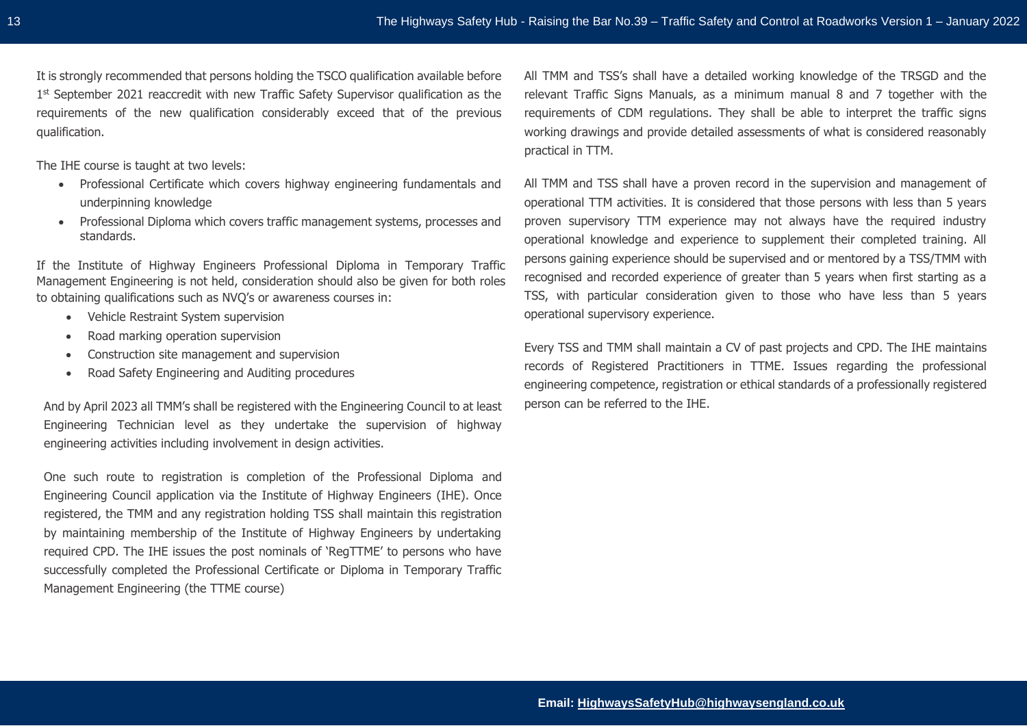It is strongly recommended that persons holding the TSCO qualification available before 1st September 2021 reaccredit with new Traffic Safety Supervisor qualification as the requirements of the new qualification considerably exceed that of the previous qualification.

The IHE course is taught at two levels:

- Professional Certificate which covers highway engineering fundamentals and underpinning knowledge
- Professional Diploma which covers traffic management systems, processes and standards.

If the Institute of Highway Engineers Professional Diploma in Temporary Traffic Management Engineering is not held, consideration should also be given for both roles to obtaining qualifications such as NVQ's or awareness courses in:

- Vehicle Restraint System supervision
- Road marking operation supervision
- Construction site management and supervision
- Road Safety Engineering and Auditing procedures

And by April 2023 all TMM's shall be registered with the Engineering Council to at least Engineering Technician level as they undertake the supervision of highway engineering activities including involvement in design activities.

One such route to registration is completion of the Professional Diploma and Engineering Council application via the Institute of Highway Engineers (IHE). Once registered, the TMM and any registration holding TSS shall maintain this registration by maintaining membership of the Institute of Highway Engineers by undertaking required CPD. The IHE issues the post nominals of 'RegTTME' to persons who have successfully completed the Professional Certificate or Diploma in Temporary Traffic Management Engineering (the TTME course)

All TMM and TSS's shall have a detailed working knowledge of the TRSGD and the relevant Traffic Signs Manuals, as a minimum manual 8 and 7 together with the requirements of CDM regulations. They shall be able to interpret the traffic signs working drawings and provide detailed assessments of what is considered reasonably practical in TTM.

All TMM and TSS shall have a proven record in the supervision and management of operational TTM activities. It is considered that those persons with less than 5 years proven supervisory TTM experience may not always have the required industry operational knowledge and experience to supplement their completed training. All persons gaining experience should be supervised and or mentored by a TSS/TMM with recognised and recorded experience of greater than 5 years when first starting as a TSS, with particular consideration given to those who have less than 5 years operational supervisory experience.

Every TSS and TMM shall maintain a CV of past projects and CPD. The IHE maintains records of Registered Practitioners in TTME. Issues regarding the professional engineering competence, registration or ethical standards of a professionally registered person can be referred to the IHE.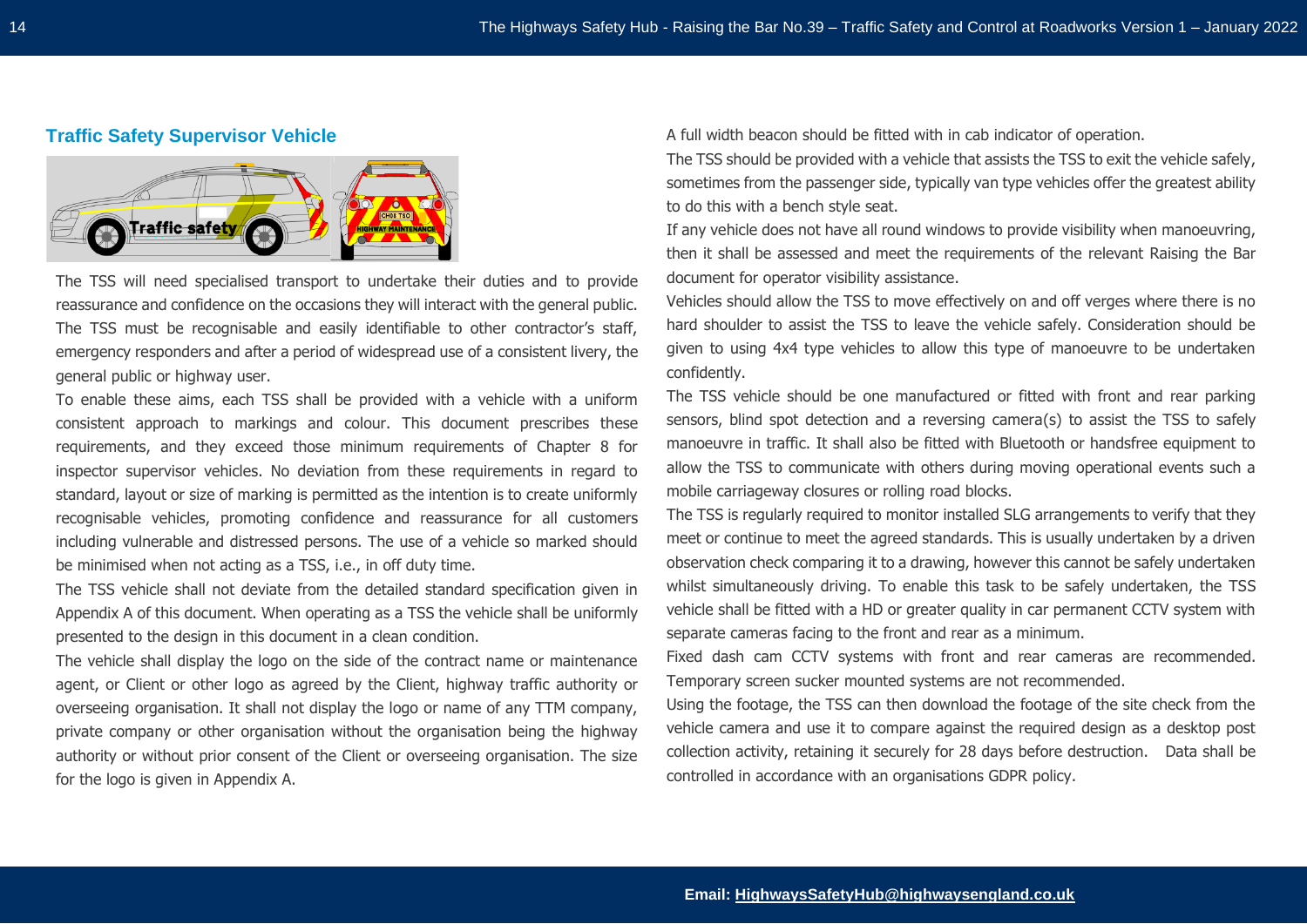## Traffic Safety Supervisor Vehicle

The TSS will need specialised transport to undertake their duties and to provide reassurance and confidence on the occasions they will interact with the general public. The TSS must be recognisable and easily identifiable to other contractor's staff, emergency responders and after a period of widespread use of a consistent livery, the general public or highway user.

To enable these aims, each TSS shall be provided with a vehicle with a uniform consistent approach to markings and colour. This document prescribes these requirements, and they exceed those minimum requirements of Chapter 8 for inspector supervisor vehicles. No deviation from these requirements in regard to standard, layout or size of marking is permitted as the intention is to create uniformly recognisable vehicles, promoting confidence and reassurance for all customers including vulnerable and distressed persons. The use of a vehicle so marked should be minimised when not acting as a TSS, i.e., in off duty time.

The TSS vehicle shall not deviate from the detailed standard specification given in Appendix A of this document. When operating as a TSS the vehicle shall be uniformly presented to the design in this document in a clean condition.

The vehicle shall display the logo on the side of the contract name or maintenance agent, or Client or other logo as agreed by the Client, highway traffic authority or overseeing organisation. It shall not display the logo or name of any TTM company, private company or other organisation without the organisation being the highway authority or without prior consent of the Client or overseeing organisation. The size for the logo is given in Appendix A.

A full width beacon should be fitted with in cab indicator of operation.

The TSS should be provided with a vehicle that assists the TSS to exit the vehicle safely, sometimes from the passenger side, typically van type vehicles offer the greatest ability to do this with a bench style seat.

If any vehicle does not have all round windows to provide visibility when manoeuvring, then it shall be assessed and meet the requirements of the relevant Raising the Bar document for operator visibility assistance.

Vehicles should allow the TSS to move effectively on and off verges where there is no hard shoulder to assist the TSS to leave the vehicle safely. Consideration should be given to using 4x4 type vehicles to allow this type of manoeuvre to be undertaken confidently.

The TSS vehicle should be one manufactured or fitted with front and rear parking sensors, blind spot detection and a reversing camera(s) to assist the TSS to safely manoeuvre in traffic. It shall also be fitted with Bluetooth or handsfree equipment to allow the TSS to communicate with others during moving operational events such a mobile carriageway closures or rolling road blocks.

The TSS is regularly required to monitor installed SLG arrangements to verify that they meet or continue to meet the agreed standards. This is usually undertaken by a driven observation check comparing it to a drawing, however this cannot be safely undertaken whilst simultaneously driving. To enable this task to be safely undertaken, the TSS vehicle shall be fitted with a HD or greater quality in car permanent CCTV system with separate cameras facing to the front and rear as a minimum.

Fixed dash cam CCTV systems with front and rear cameras are recommended. Temporary screen sucker mounted systems are not recommended.

Using the footage, the TSS can then download the footage of the site check from the vehicle camera and use it to compare against the required design as a desktop post collection activity, retaining it securely for 28 days before destruction. Data shall be controlled in accordance with an organisations GDPR policy.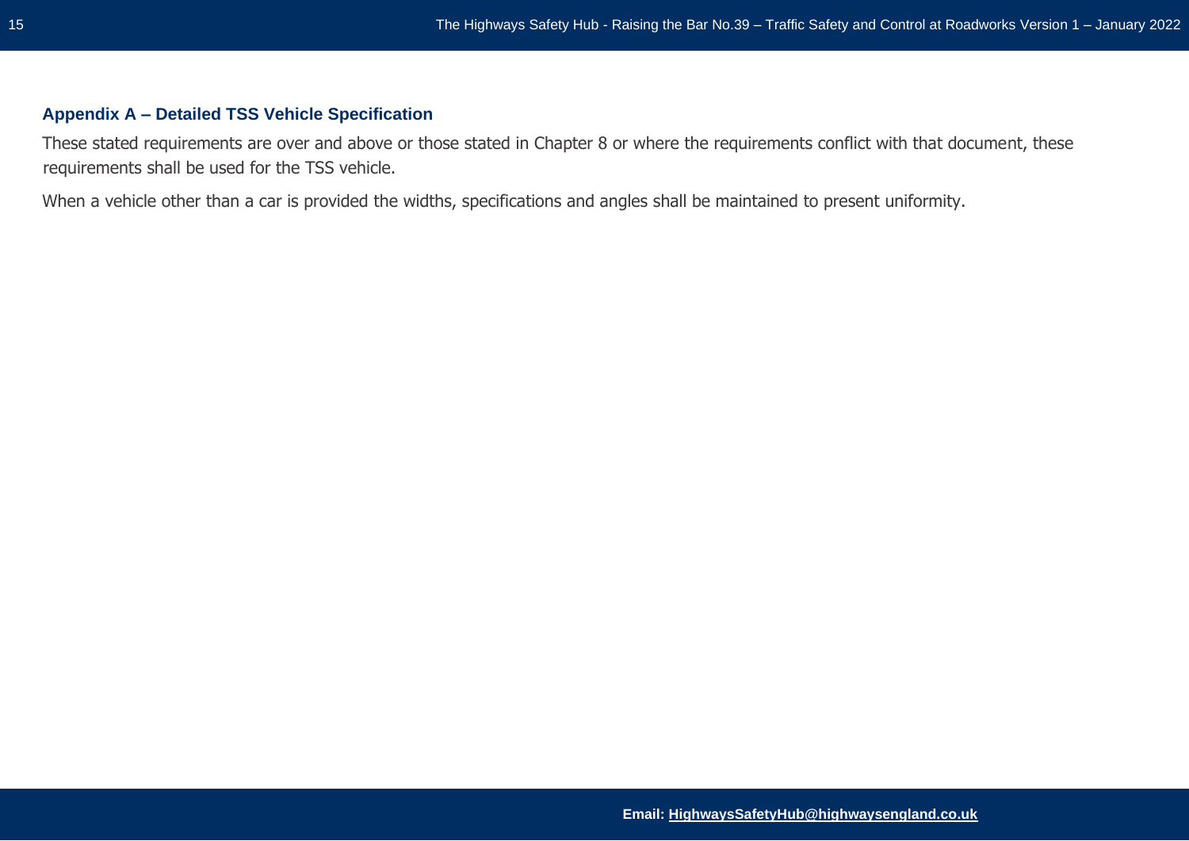## Appendix A – Detailed TSS Vehicle Specification

These stated requirements are over and above or those stated in Chapter 8 or where the requirements conflict with that document, these requirements shall be used for the TSS vehicle.

When a vehicle other than a car is provided the widths, specifications and angles shall be maintained to present uniformity.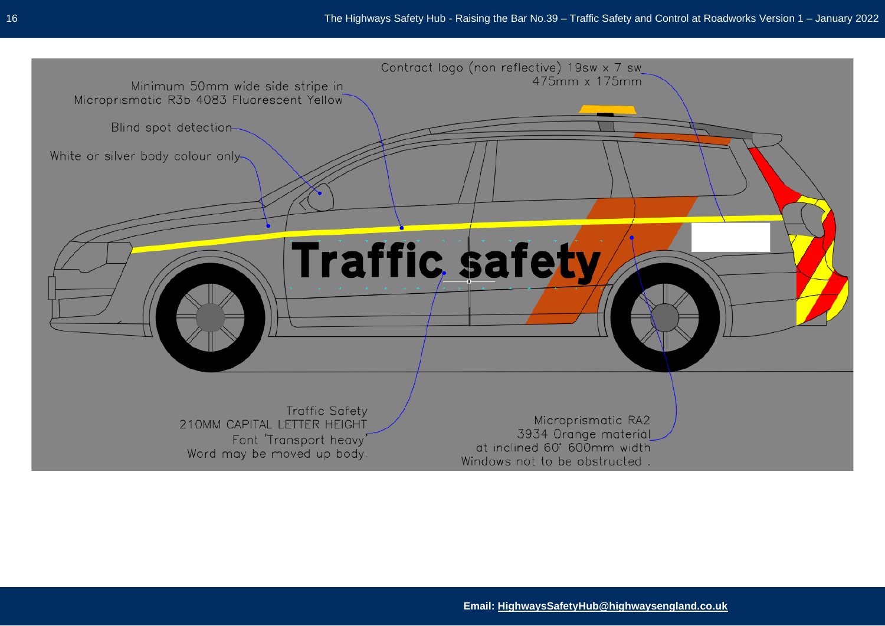Contract logo (non reflective) 19sw x 7 sw
475mm x 175mm

Minimum 50mm wide side stripe in
Microprismatic R3b 4083 Fluorescent Yellow

Blind spot detection

White or silver body colour only

Traffic safety

Traffic Safety
210MM CAPITAL LETTER HEIGHT
Font 'Transport heavy'
Word may be moved up body.

Microprismatic RA2
3934 Orange material
at inclined 60° 600mm width
Windows not to be obstructed .

**Email: HighwaysSafetyHub@highwaysengland.co.uk**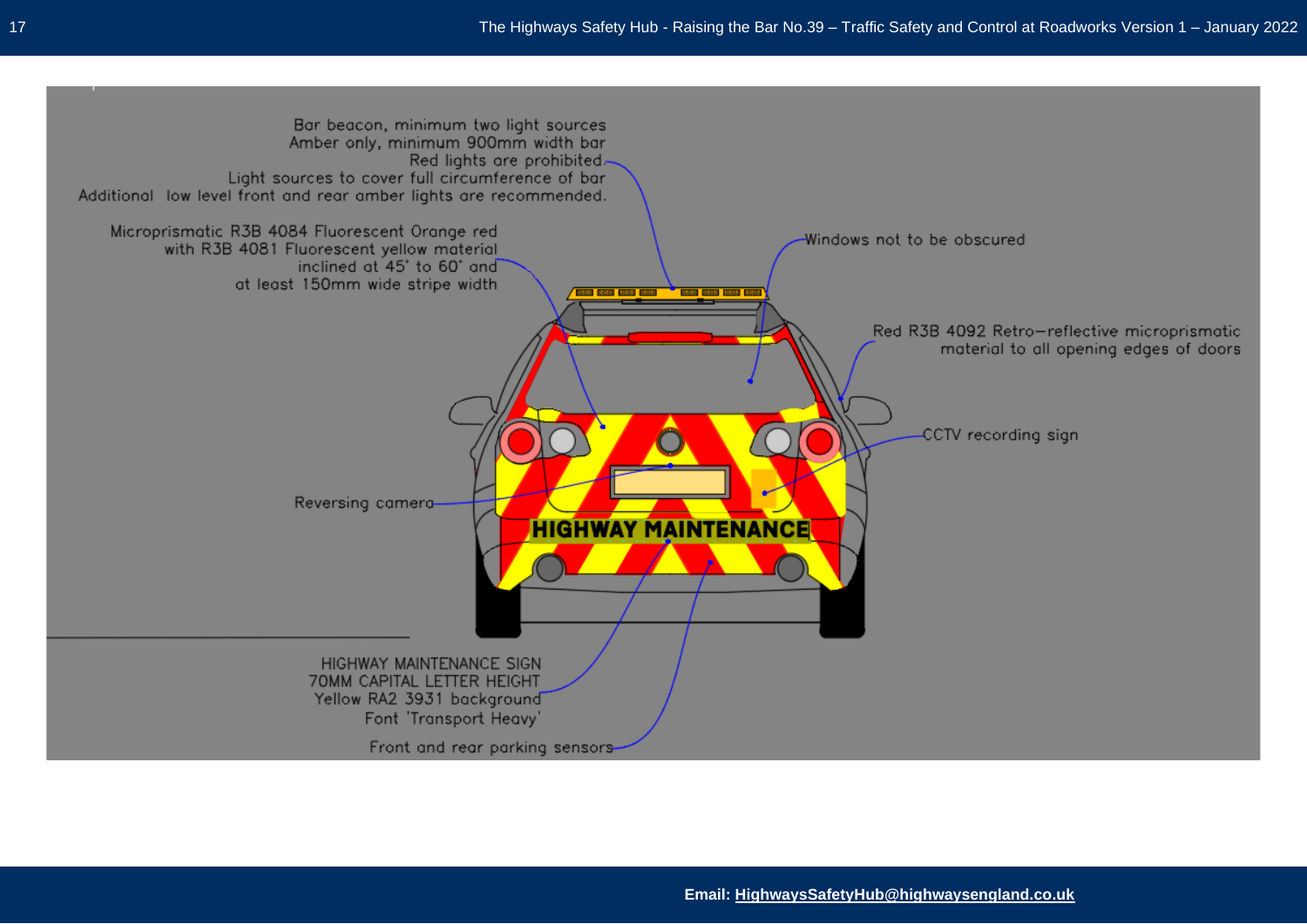Bar beacon, minimum two light sources
Amber only, minimum 900mm width bar
Red lights are prohibited.
Light sources to cover full circumference of bar
Additional low level front and rear amber lights are recommended.

Microprismatic R3B 4084 Fluorescent Orange red
with R3B 4081 Fluorescent yellow material
inclined at 45˚ to 60˚ and
at least 150mm wide stripe width

Windows not to be obscured

Red R3B 4092 Retro–reflective microprismatic
material to all opening edges of doors

CCTV recording sign

Reversing camera

HIGHWAY MAINTENANCE

HIGHWAY MAINTENANCE SIGN
70MM CAPITAL LETTER HEIGHT
Yellow RA2 3931 background
Font 'Transport Heavy'

Front and rear parking sensors

**Email: HighwaysSafetyHub@highwaysengland.co.uk**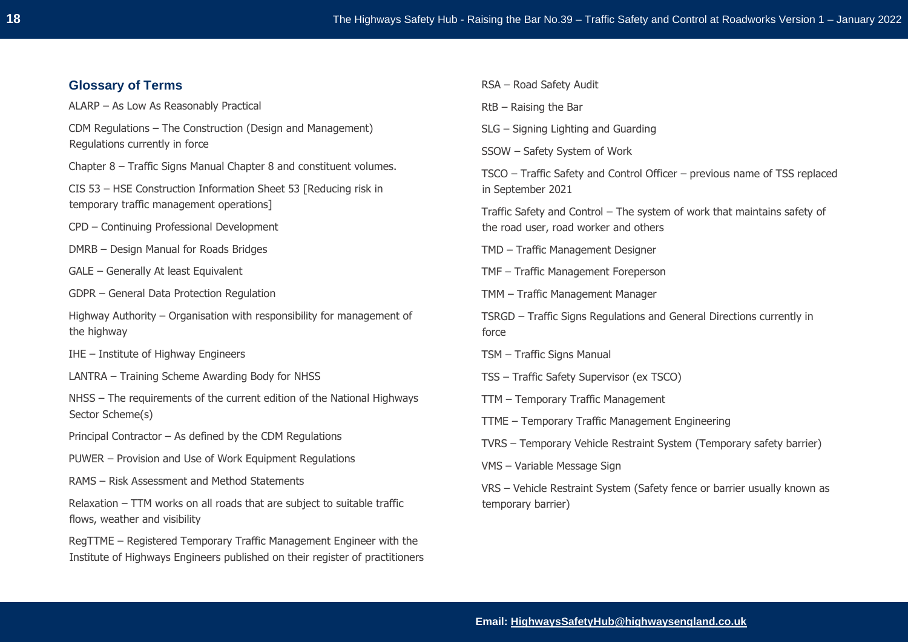## Glossary of Terms

ALARP – As Low As Reasonably Practical

CDM Regulations – The Construction (Design and Management) Regulations currently in force

Chapter 8 – Traffic Signs Manual Chapter 8 and constituent volumes.

CIS 53 – HSE Construction Information Sheet 53 [Reducing risk in temporary traffic management operations]

CPD – Continuing Professional Development

DMRB – Design Manual for Roads Bridges

GALE – Generally At least Equivalent

GDPR – General Data Protection Regulation

Highway Authority – Organisation with responsibility for management of the highway

IHE – Institute of Highway Engineers

LANTRA – Training Scheme Awarding Body for NHSS

NHSS – The requirements of the current edition of the National Highways Sector Scheme(s)

Principal Contractor – As defined by the CDM Regulations

PUWER – Provision and Use of Work Equipment Regulations

RAMS – Risk Assessment and Method Statements

Relaxation – TTM works on all roads that are subject to suitable traffic flows, weather and visibility

RegTTME – Registered Temporary Traffic Management Engineer with the Institute of Highways Engineers published on their register of practitioners

RSA – Road Safety Audit

RtB – Raising the Bar

SLG – Signing Lighting and Guarding

SSOW – Safety System of Work

TSCO – Traffic Safety and Control Officer – previous name of TSS replaced in September 2021

Traffic Safety and Control – The system of work that maintains safety of the road user, road worker and others

TMD – Traffic Management Designer

TMF – Traffic Management Foreperson

TMM – Traffic Management Manager

TSRGD – Traffic Signs Regulations and General Directions currently in force

TSM – Traffic Signs Manual

TSS – Traffic Safety Supervisor (ex TSCO)

TTM – Temporary Traffic Management

TTME – Temporary Traffic Management Engineering

TVRS – Temporary Vehicle Restraint System (Temporary safety barrier)

VMS – Variable Message Sign

VRS – Vehicle Restraint System (Safety fence or barrier usually known as temporary barrier)